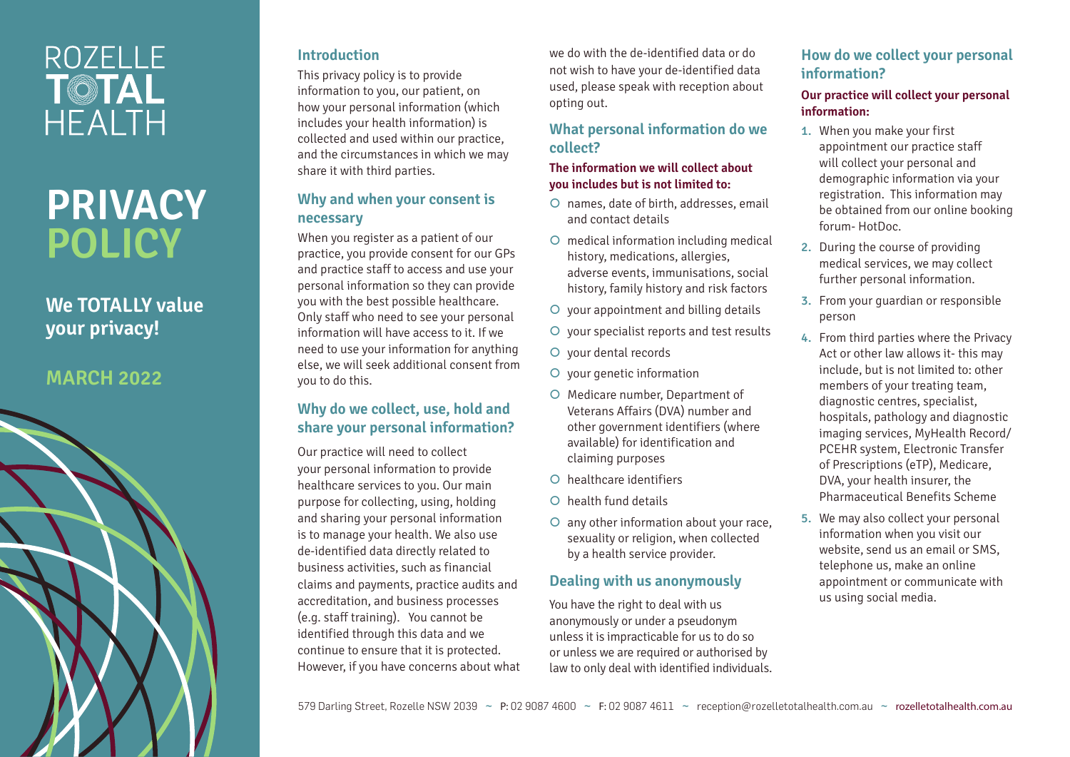# ROZELLE TOTAL HEALTH

# PRIVACY POLICY

**We TOTALLY value your privacy!**

**MARCH 2022**

## Introduction

This privacy policy is to provide information to you, our patient, on how your personal information (which includes your health information) is collected and used within our practice, and the circumstances in which we may share it with third parties.

## Why and when your consent is necessary

When you register as a patient of our practice, you provide consent for our GPs and practice staff to access and use your personal information so they can provide you with the best possible healthcare. Only staff who need to see your personal information will have access to it. If we need to use your information for anything else, we will seek additional consent from you to do this.

## Why do we collect, use, hold and share your personal information?

Our practice will need to collect your personal information to provide healthcare services to you. Our main purpose for collecting, using, holding and sharing your personal information is to manage your health. We also use de-identified data directly related to business activities, such as financial claims and payments, practice audits and accreditation, and business processes (e.g. staff training). You cannot be identified through this data and we continue to ensure that it is protected. However, if you have concerns about what we do with the de-identified data or do not wish to have your de-identified data used, please speak with reception about opting out.

## What personal information do we collect?

**The information we will collect about you includes but is not limited to:**

- names, date of birth, addresses, email and contact details
- medical information including medical history, medications, allergies, adverse events, immunisations, social history, family history and risk factors
- your appointment and billing details
- your specialist reports and test results
- your dental records
- your genetic information
- Medicare number, Department of Veterans Affairs (DVA) number and other government identifiers (where available) for identification and claiming purposes
- healthcare identifiers
- health fund details
- any other information about your race, sexuality or religion, when collected by a health service provider.

## Dealing with us anonymously

You have the right to deal with us anonymously or under a pseudonym unless it is impracticable for us to do so or unless we are required or authorised by law to only deal with identified individuals.

## How do we collect your personal information?

**Our practice will collect your personal information:**

1. When you make your first appointment our practice staff will collect your personal and demographic information via your registration. This information may be obtained from our online booking forum- HotDoc.
2. During the course of providing medical services, we may collect further personal information.
3. From your guardian or responsible person
4. From third parties where the Privacy Act or other law allows it- this may include, but is not limited to: other members of your treating team, diagnostic centres, specialist, hospitals, pathology and diagnostic imaging services, MyHealth Record/ PCEHR system, Electronic Transfer of Prescriptions (eTP), Medicare, DVA, your health insurer, the Pharmaceutical Benefits Scheme
5. We may also collect your personal information when you visit our website, send us an email or SMS, telephone us, make an online appointment or communicate with us using social media.

579 Darling Street, Rozelle NSW 2039 ~ P: 02 9087 4600 ~ F: 02 9087 4611 ~ reception@rozelletotalhealth.com.au ~ rozelletotalhealth.com.au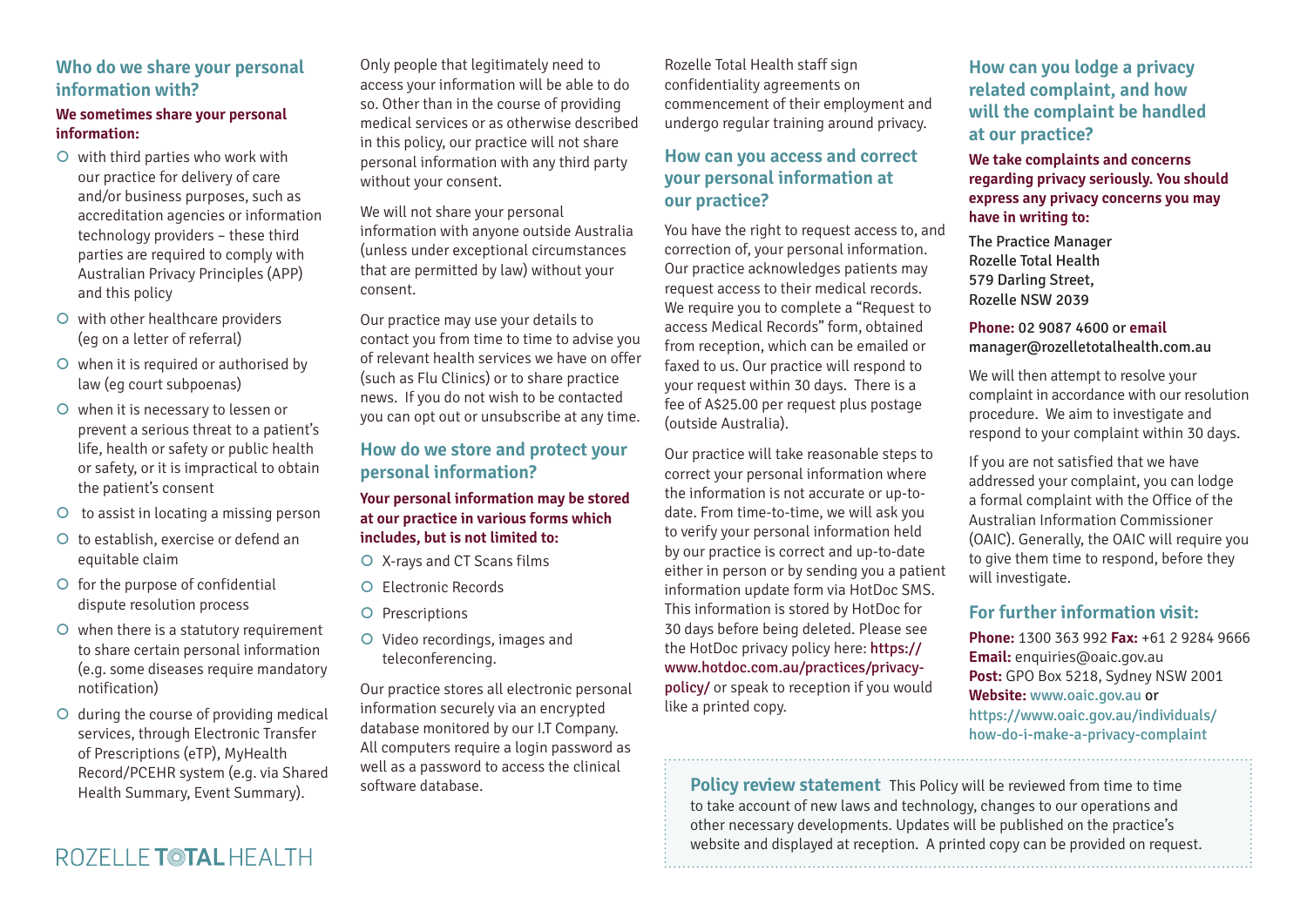## Who do we share your personal information with?

**We sometimes share your personal information:**

- with third parties who work with our practice for delivery of care and/or business purposes, such as accreditation agencies or information technology providers – these third parties are required to comply with Australian Privacy Principles (APP) and this policy
- with other healthcare providers (eg on a letter of referral)
- when it is required or authorised by law (eg court subpoenas)
- when it is necessary to lessen or prevent a serious threat to a patient's life, health or safety or public health or safety, or it is impractical to obtain the patient's consent
- to assist in locating a missing person
- to establish, exercise or defend an equitable claim
- for the purpose of confidential dispute resolution process
- when there is a statutory requirement to share certain personal information (e.g. some diseases require mandatory notification)
- during the course of providing medical services, through Electronic Transfer of Prescriptions (eTP), MyHealth Record/PCEHR system (e.g. via Shared Health Summary, Event Summary).

Only people that legitimately need to access your information will be able to do so. Other than in the course of providing medical services or as otherwise described in this policy, our practice will not share personal information with any third party without your consent.

We will not share your personal information with anyone outside Australia (unless under exceptional circumstances that are permitted by law) without your consent.

Our practice may use your details to contact you from time to time to advise you of relevant health services we have on offer (such as Flu Clinics) or to share practice news. If you do not wish to be contacted you can opt out or unsubscribe at any time.

## How do we store and protect your personal information?

**Your personal information may be stored at our practice in various forms which includes, but is not limited to:**

- X-rays and CT Scans films
- Electronic Records
- Prescriptions
- Video recordings, images and teleconferencing.

Our practice stores all electronic personal information securely via an encrypted database monitored by our I.T Company. All computers require a login password as well as a password to access the clinical software database.

Rozelle Total Health staff sign confidentiality agreements on commencement of their employment and undergo regular training around privacy.

## How can you access and correct your personal information at our practice?

You have the right to request access to, and correction of, your personal information. Our practice acknowledges patients may request access to their medical records. We require you to complete a "Request to access Medical Records" form, obtained from reception, which can be emailed or faxed to us. Our practice will respond to your request within 30 days. There is a fee of A$25.00 per request plus postage (outside Australia).

Our practice will take reasonable steps to correct your personal information where the information is not accurate or up-to-date. From time-to-time, we will ask you to verify your personal information held by our practice is correct and up-to-date either in person or by sending you a patient information update form via HotDoc SMS. This information is stored by HotDoc for 30 days before being deleted. Please see the HotDoc privacy policy here: https://www.hotdoc.com.au/practices/privacy-policy/ or speak to reception if you would like a printed copy.

## How can you lodge a privacy related complaint, and how will the complaint be handled at our practice?

**We take complaints and concerns regarding privacy seriously. You should express any privacy concerns you may have in writing to:**

The Practice Manager
Rozelle Total Health
579 Darling Street,
Rozelle NSW 2039

**Phone:** 02 9087 4600 or **email** manager@rozelletotalhealth.com.au

We will then attempt to resolve your complaint in accordance with our resolution procedure. We aim to investigate and respond to your complaint within 30 days.

If you are not satisfied that we have addressed your complaint, you can lodge a formal complaint with the Office of the Australian Information Commissioner (OAIC). Generally, the OAIC will require you to give them time to respond, before they will investigate.

## For further information visit:

**Phone:** 1300 363 992 **Fax:** +61 2 9284 9666
**Email:** enquiries@oaic.gov.au
**Post:** GPO Box 5218, Sydney NSW 2001
**Website:** www.oaic.gov.au or https://www.oaic.gov.au/individuals/how-do-i-make-a-privacy-complaint

**Policy review statement** This Policy will be reviewed from time to time to take account of new laws and technology, changes to our operations and other necessary developments. Updates will be published on the practice's website and displayed at reception. A printed copy can be provided on request.

ROZELLE TOTAL HEALTH